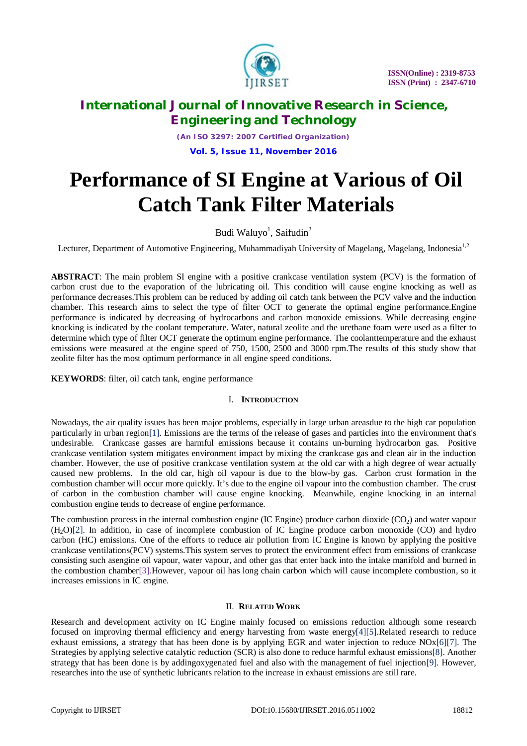# Performance of SI Engine at Various of Oil Catch Tank Filter Materials

Budi Waluyo[1], Saifudin[2]

Lecturer, Department of Automotive Engineering, Muhammadiyah University of Magelang, Magelang, Indonesia[1,2]

**ABSTRACT**: The main problem SI engine with a positive crankcase ventilation system (PCV) is the formation of carbon crust due to the evaporation of the lubricating oil. This condition will cause engine knocking as well as performance decreases.This problem can be reduced by adding oil catch tank between the PCV valve and the induction chamber. This research aims to select the type of filter OCT to generate the optimal engine performance.Engine performance is indicated by decreasing of hydrocarbons and carbon monoxide emissions. While decreasing engine knocking is indicated by the coolant temperature. Water, natural zeolite and the urethane foam were used as a filter to determine which type of filter OCT generate the optimum engine performance. The coolanttemperature and the exhaust emissions were measured at the engine speed of 750, 1500, 2500 and 3000 rpm.The results of this study show that zeolite filter has the most optimum performance in all engine speed conditions.

**KEYWORDS**: filter, oil catch tank, engine performance

## I. INTRODUCTION

Nowadays, the air quality issues has been major problems, especially in large urban areasdue to the high car population particularly in urban region[1]. Emissions are the terms of the release of gases and particles into the environment that's undesirable. Crankcase gasses are harmful emissions because it contains un-burning hydrocarbon gas. Positive crankcase ventilation system mitigates environment impact by mixing the crankcase gas and clean air in the induction chamber. However, the use of positive crankcase ventilation system at the old car with a high degree of wear actually caused new problems. In the old car, high oil vapour is due to the blow-by gas. Carbon crust formation in the combustion chamber will occur more quickly. It's due to the engine oil vapour into the combustion chamber. The crust of carbon in the combustion chamber will cause engine knocking. Meanwhile, engine knocking in an internal combustion engine tends to decrease of engine performance.

The combustion process in the internal combustion engine (IC Engine) produce carbon dioxide ($CO_2$) and water vapour ($H_2O$)[2]. In addition, in case of incomplete combustion of IC Engine produce carbon monoxide (CO) and hydro carbon (HC) emissions. One of the efforts to reduce air pollution from IC Engine is known by applying the positive crankcase ventilations(PCV) systems.This system serves to protect the environment effect from emissions of crankcase consisting such asengine oil vapour, water vapour, and other gas that enter back into the intake manifold and burned in the combustion chamber[3].However, vapour oil has long chain carbon which will cause incomplete combustion, so it increases emissions in IC engine.

## II. RELATED WORK

Research and development activity on IC Engine mainly focused on emissions reduction although some research focused on improving thermal efficiency and energy harvesting from waste energy[4][5].Related research to reduce exhaust emissions, a strategy that has been done is by applying EGR and water injection to reduce NOx[6][7]. The Strategies by applying selective catalytic reduction (SCR) is also done to reduce harmful exhaust emissions[8]. Another strategy that has been done is by addingoxygenated fuel and also with the management of fuel injection[9]. However, researches into the use of synthetic lubricants relation to the increase in exhaust emissions are still rare.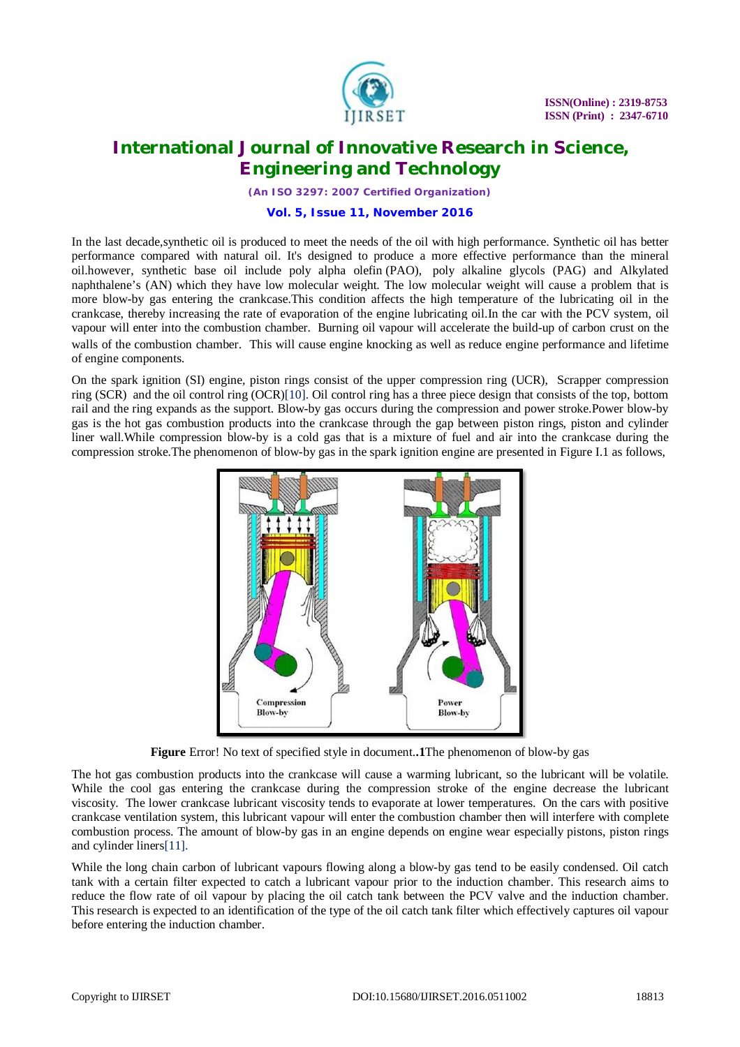In the last decade,synthetic oil is produced to meet the needs of the oil with high performance. Synthetic oil has better performance compared with natural oil. It's designed to produce a more effective performance than the mineral oil.however, synthetic base oil include poly alpha olefin (PAO), poly alkaline glycols (PAG) and Alkylated naphthalene's (AN) which they have low molecular weight. The low molecular weight will cause a problem that is more blow-by gas entering the crankcase.This condition affects the high temperature of the lubricating oil in the crankcase, thereby increasing the rate of evaporation of the engine lubricating oil.In the car with the PCV system, oil vapour will enter into the combustion chamber. Burning oil vapour will accelerate the build-up of carbon crust on the walls of the combustion chamber. This will cause engine knocking as well as reduce engine performance and lifetime of engine components.

On the spark ignition (SI) engine, piston rings consist of the upper compression ring (UCR), Scrapper compression ring (SCR) and the oil control ring (OCR)[10]. Oil control ring has a three piece design that consists of the top, bottom rail and the ring expands as the support. Blow-by gas occurs during the compression and power stroke.Power blow-by gas is the hot gas combustion products into the crankcase through the gap between piston rings, piston and cylinder liner wall.While compression blow-by is a cold gas that is a mixture of fuel and air into the crankcase during the compression stroke.The phenomenon of blow-by gas in the spark ignition engine are presented in Figure I.1 as follows,

**Figure** Error! No text of specified style in document..**1**The phenomenon of blow-by gas

The hot gas combustion products into the crankcase will cause a warming lubricant, so the lubricant will be volatile. While the cool gas entering the crankcase during the compression stroke of the engine decrease the lubricant viscosity. The lower crankcase lubricant viscosity tends to evaporate at lower temperatures. On the cars with positive crankcase ventilation system, this lubricant vapour will enter the combustion chamber then will interfere with complete combustion process. The amount of blow-by gas in an engine depends on engine wear especially pistons, piston rings and cylinder liners[11].

While the long chain carbon of lubricant vapours flowing along a blow-by gas tend to be easily condensed. Oil catch tank with a certain filter expected to catch a lubricant vapour prior to the induction chamber. This research aims to reduce the flow rate of oil vapour by placing the oil catch tank between the PCV valve and the induction chamber. This research is expected to an identification of the type of the oil catch tank filter which effectively captures oil vapour before entering the induction chamber.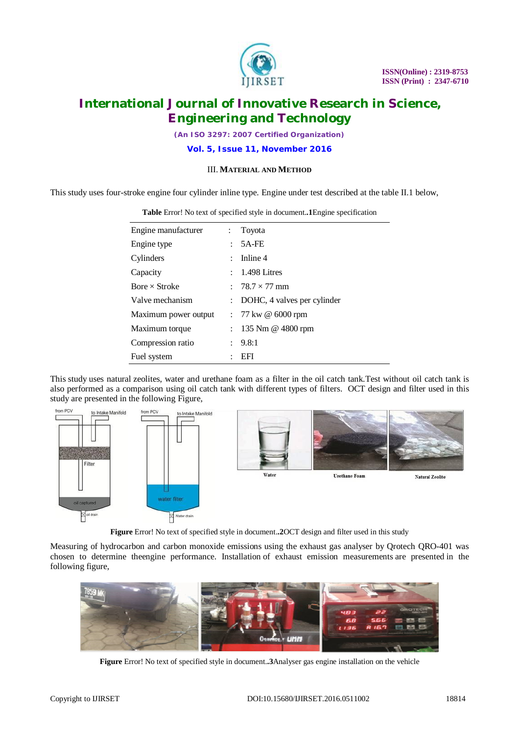### III. MATERIAL AND METHOD

This study uses four-stroke engine four cylinder inline type. Engine under test described at the table II.1 below,

**Table** Error! No text of specified style in document.**.1**Engine specification

| | | |
|---|---|---|
| Engine manufacturer | : | Toyota |
| Engine type | : | 5A-FE |
| Cylinders | : | Inline 4 |
| Capacity | : | 1.498 Litres |
| Bore × Stroke | : | 78.7 × 77 mm |
| Valve mechanism | : | DOHC, 4 valves per cylinder |
| Maximum power output | : | 77 kw @ 6000 rpm |
| Maximum torque | : | 135 Nm @ 4800 rpm |
| Compression ratio | : | 9.8:1 |
| Fuel system | : | EFI |

This study uses natural zeolites, water and urethane foam as a filter in the oil catch tank.Test without oil catch tank is also performed as a comparison using oil catch tank with different types of filters. OCT design and filter used in this study are presented in the following Figure,

**Figure** Error! No text of specified style in document.**.2**OCT design and filter used in this study

Measuring of hydrocarbon and carbon monoxide emissions using the exhaust gas analyser by Qrotech QRO-401 was chosen to determine theengine performance. Installation of exhaust emission measurements are presented in the following figure,

**Figure** Error! No text of specified style in document.**.3**Analyser gas engine installation on the vehicle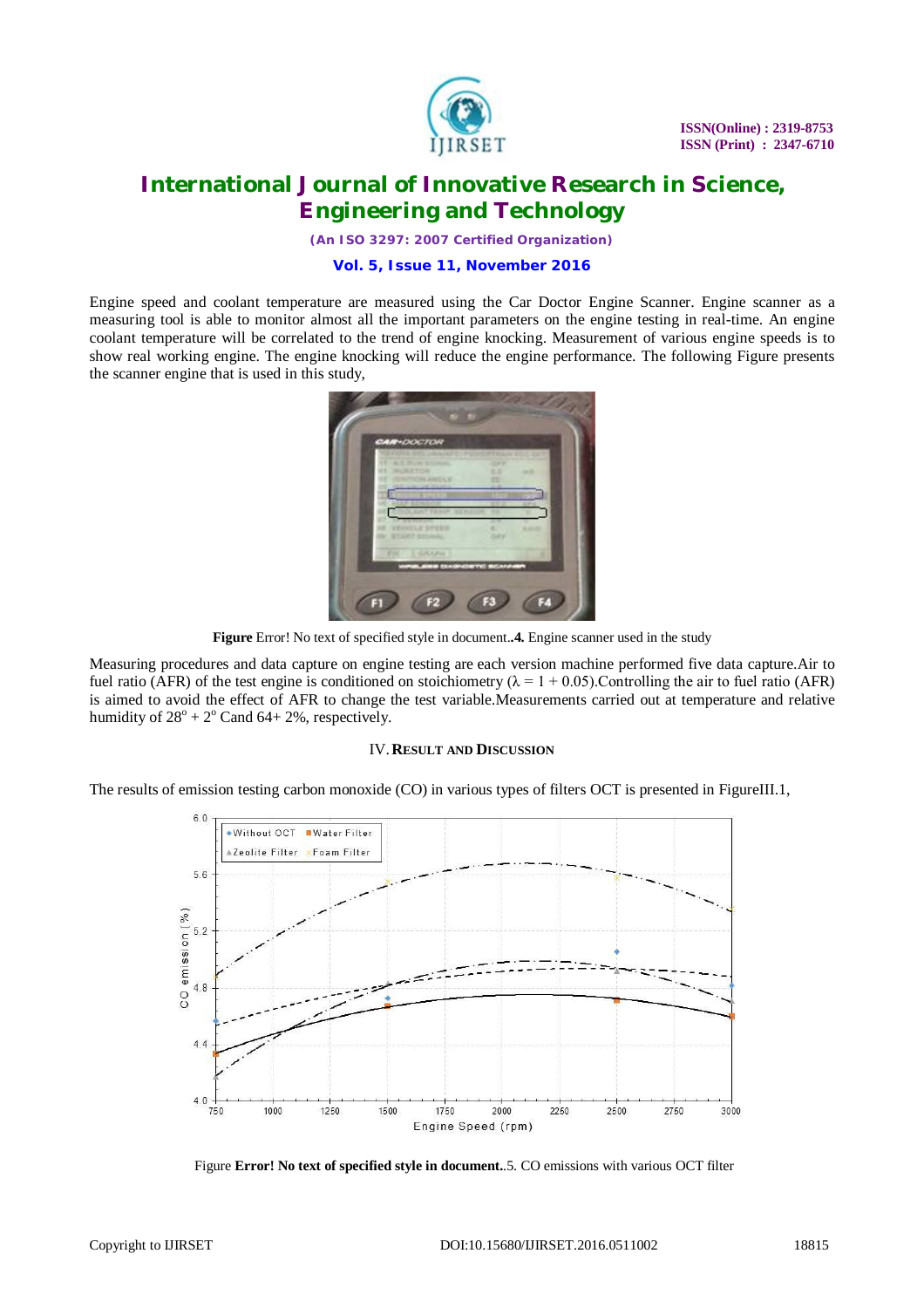Engine speed and coolant temperature are measured using the Car Doctor Engine Scanner. Engine scanner as a measuring tool is able to monitor almost all the important parameters on the engine testing in real-time. An engine coolant temperature will be correlated to the trend of engine knocking. Measurement of various engine speeds is to show real working engine. The engine knocking will reduce the engine performance. The following Figure presents the scanner engine that is used in this study,

**Figure** Error! No text of specified style in document..**4.** Engine scanner used in the study

Measuring procedures and data capture on engine testing are each version machine performed five data capture.Air to fuel ratio (AFR) of the test engine is conditioned on stoichiometry ($\lambda = 1 + 0.05$).Controlling the air to fuel ratio (AFR) is aimed to avoid the effect of AFR to change the test variable.Measurements carried out at temperature and relative humidity of $28^o + 2^o$ Cand 64+ 2%, respectively.

## IV. RESULT AND DISCUSSION

The results of emission testing carbon monoxide (CO) in various types of filters OCT is presented in FigureIII.1,

Figure **Error! No text of specified style in document.**.5. CO emissions with various OCT filter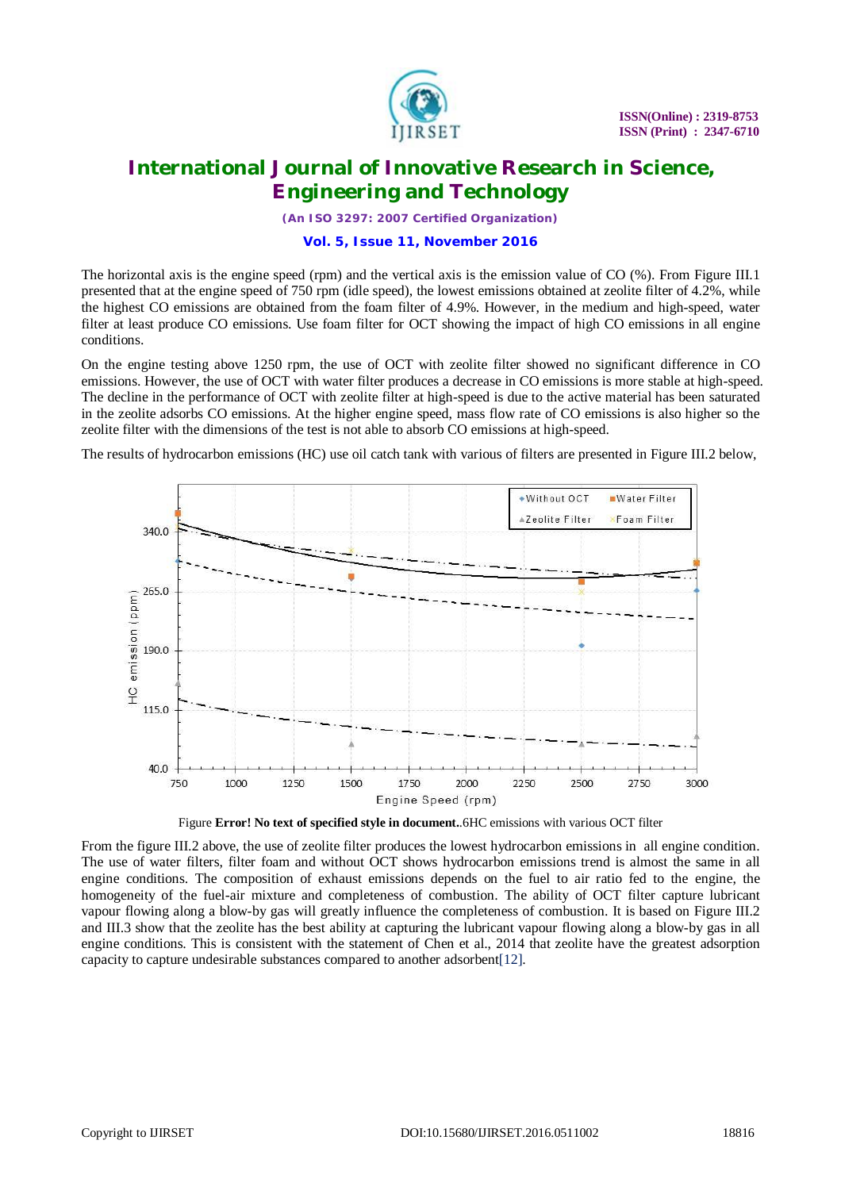The horizontal axis is the engine speed (rpm) and the vertical axis is the emission value of CO (%). From Figure III.1 presented that at the engine speed of 750 rpm (idle speed), the lowest emissions obtained at zeolite filter of 4.2%, while the highest CO emissions are obtained from the foam filter of 4.9%. However, in the medium and high-speed, water filter at least produce CO emissions. Use foam filter for OCT showing the impact of high CO emissions in all engine conditions.

On the engine testing above 1250 rpm, the use of OCT with zeolite filter showed no significant difference in CO emissions. However, the use of OCT with water filter produces a decrease in CO emissions is more stable at high-speed. The decline in the performance of OCT with zeolite filter at high-speed is due to the active material has been saturated in the zeolite adsorbs CO emissions. At the higher engine speed, mass flow rate of CO emissions is also higher so the zeolite filter with the dimensions of the test is not able to absorb CO emissions at high-speed.

The results of hydrocarbon emissions (HC) use oil catch tank with various of filters are presented in Figure III.2 below,

Figure **Error! No text of specified style in document.**.6HC emissions with various OCT filter

From the figure III.2 above, the use of zeolite filter produces the lowest hydrocarbon emissions in all engine condition. The use of water filters, filter foam and without OCT shows hydrocarbon emissions trend is almost the same in all engine conditions. The composition of exhaust emissions depends on the fuel to air ratio fed to the engine, the homogeneity of the fuel-air mixture and completeness of combustion. The ability of OCT filter capture lubricant vapour flowing along a blow-by gas will greatly influence the completeness of combustion. It is based on Figure III.2 and III.3 show that the zeolite has the best ability at capturing the lubricant vapour flowing along a blow-by gas in all engine conditions. This is consistent with the statement of Chen et al., 2014 that zeolite have the greatest adsorption capacity to capture undesirable substances compared to another adsorbent[12].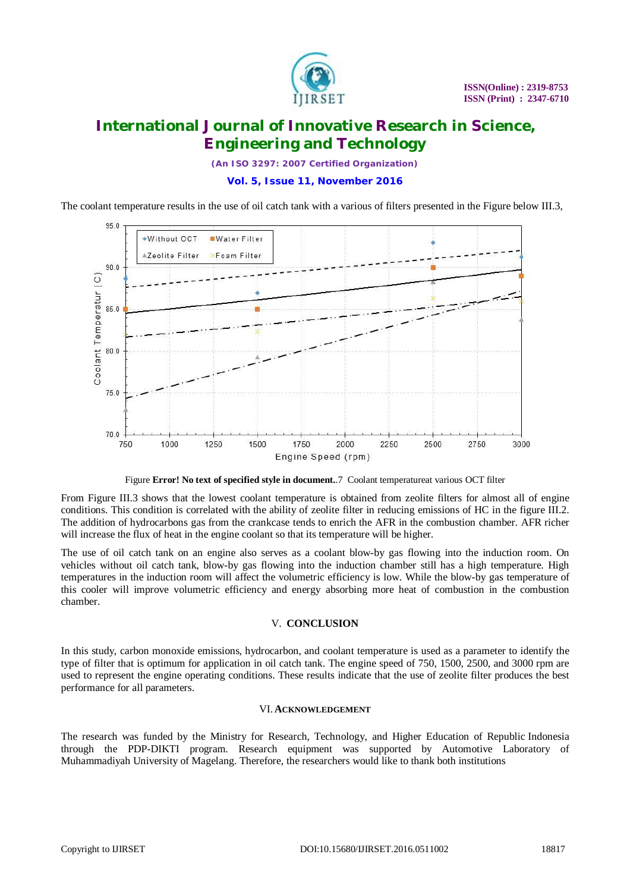The coolant temperature results in the use of oil catch tank with a various of filters presented in the Figure below III.3,

Figure **Error! No text of specified style in document.**.7 Coolant temperatureat various OCT filter

From Figure III.3 shows that the lowest coolant temperature is obtained from zeolite filters for almost all of engine conditions. This condition is correlated with the ability of zeolite filter in reducing emissions of HC in the figure III.2. The addition of hydrocarbons gas from the crankcase tends to enrich the AFR in the combustion chamber. AFR richer will increase the flux of heat in the engine coolant so that its temperature will be higher.

The use of oil catch tank on an engine also serves as a coolant blow-by gas flowing into the induction room. On vehicles without oil catch tank, blow-by gas flowing into the induction chamber still has a high temperature. High temperatures in the induction room will affect the volumetric efficiency is low. While the blow-by gas temperature of this cooler will improve volumetric efficiency and energy absorbing more heat of combustion in the combustion chamber.

## V. CONCLUSION

In this study, carbon monoxide emissions, hydrocarbon, and coolant temperature is used as a parameter to identify the type of filter that is optimum for application in oil catch tank. The engine speed of 750, 1500, 2500, and 3000 rpm are used to represent the engine operating conditions. These results indicate that the use of zeolite filter produces the best performance for all parameters.

## VI. ACKNOWLEDGEMENT

The research was funded by the Ministry for Research, Technology, and Higher Education of Republic Indonesia through the PDP-DIKTI program. Research equipment was supported by Automotive Laboratory of Muhammadiyah University of Magelang. Therefore, the researchers would like to thank both institutions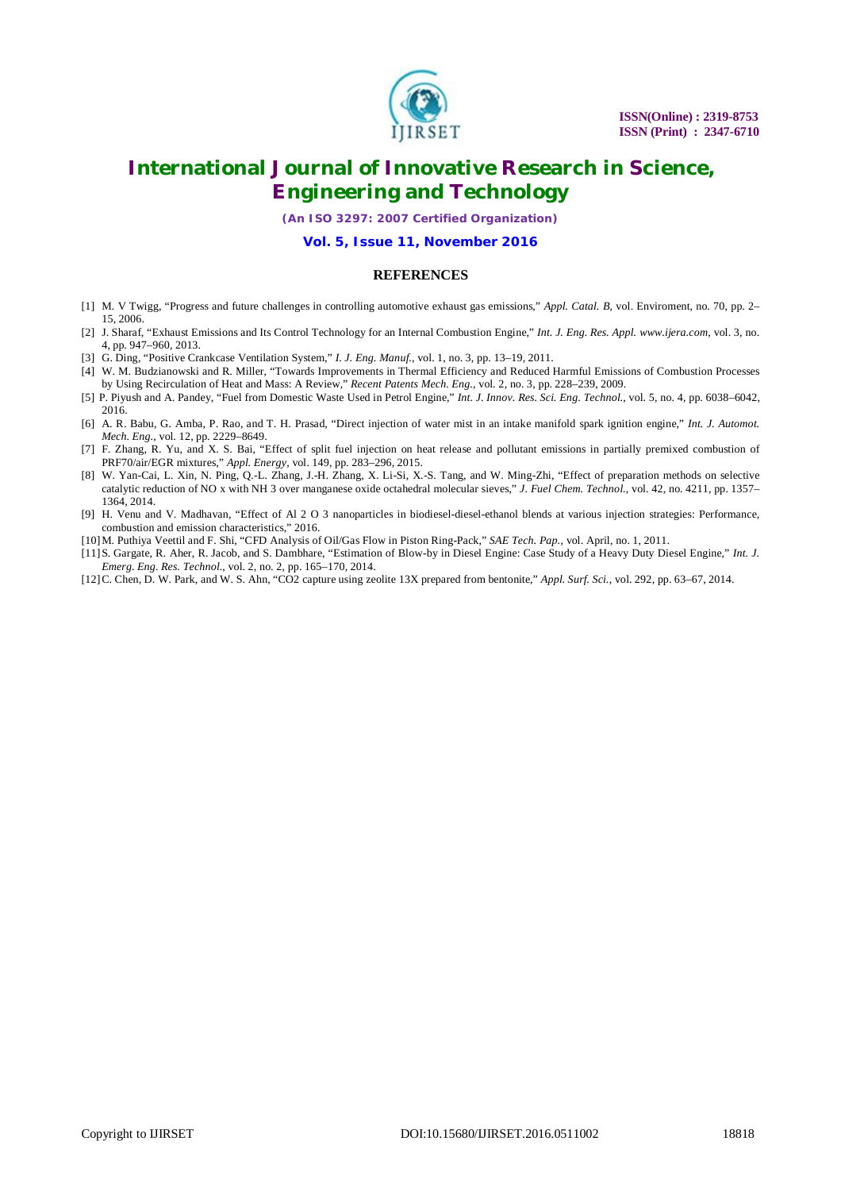## REFERENCES

[1] M. V Twigg, "Progress and future challenges in controlling automotive exhaust gas emissions," *Appl. Catal. B*, vol. Enviroment, no. 70, pp. 2–15, 2006.

[2] J. Sharaf, "Exhaust Emissions and Its Control Technology for an Internal Combustion Engine," *Int. J. Eng. Res. Appl. www.ijera.com*, vol. 3, no. 4, pp. 947–960, 2013.

[3] G. Ding, "Positive Crankcase Ventilation System," *I. J. Eng. Manuf.*, vol. 1, no. 3, pp. 13–19, 2011.

[4] W. M. Budzianowski and R. Miller, "Towards Improvements in Thermal Efficiency and Reduced Harmful Emissions of Combustion Processes by Using Recirculation of Heat and Mass: A Review," *Recent Patents Mech. Eng.*, vol. 2, no. 3, pp. 228–239, 2009.

[5] P. Piyush and A. Pandey, "Fuel from Domestic Waste Used in Petrol Engine," *Int. J. Innov. Res. Sci. Eng. Technol.*, vol. 5, no. 4, pp. 6038–6042, 2016.

[6] A. R. Babu, G. Amba, P. Rao, and T. H. Prasad, "Direct injection of water mist in an intake manifold spark ignition engine," *Int. J. Automot. Mech. Eng.*, vol. 12, pp. 2229–8649.

[7] F. Zhang, R. Yu, and X. S. Bai, "Effect of split fuel injection on heat release and pollutant emissions in partially premixed combustion of PRF70/air/EGR mixtures," *Appl. Energy*, vol. 149, pp. 283–296, 2015.

[8] W. Yan-Cai, L. Xin, N. Ping, Q.-L. Zhang, J.-H. Zhang, X. Li-Si, X.-S. Tang, and W. Ming-Zhi, "Effect of preparation methods on selective catalytic reduction of NO x with NH 3 over manganese oxide octahedral molecular sieves," *J. Fuel Chem. Technol.*, vol. 42, no. 4211, pp. 1357–1364, 2014.

[9] H. Venu and V. Madhavan, "Effect of Al 2 O 3 nanoparticles in biodiesel-diesel-ethanol blends at various injection strategies: Performance, combustion and emission characteristics," 2016.

[10] M. Puthiya Veettil and F. Shi, "CFD Analysis of Oil/Gas Flow in Piston Ring-Pack," *SAE Tech. Pap.*, vol. April, no. 1, 2011.

[11] S. Gargate, R. Aher, R. Jacob, and S. Dambhare, "Estimation of Blow-by in Diesel Engine: Case Study of a Heavy Duty Diesel Engine," *Int. J. Emerg. Eng. Res. Technol.*, vol. 2, no. 2, pp. 165–170, 2014.

[12] C. Chen, D. W. Park, and W. S. Ahn, "CO2 capture using zeolite 13X prepared from bentonite," *Appl. Surf. Sci.*, vol. 292, pp. 63–67, 2014.